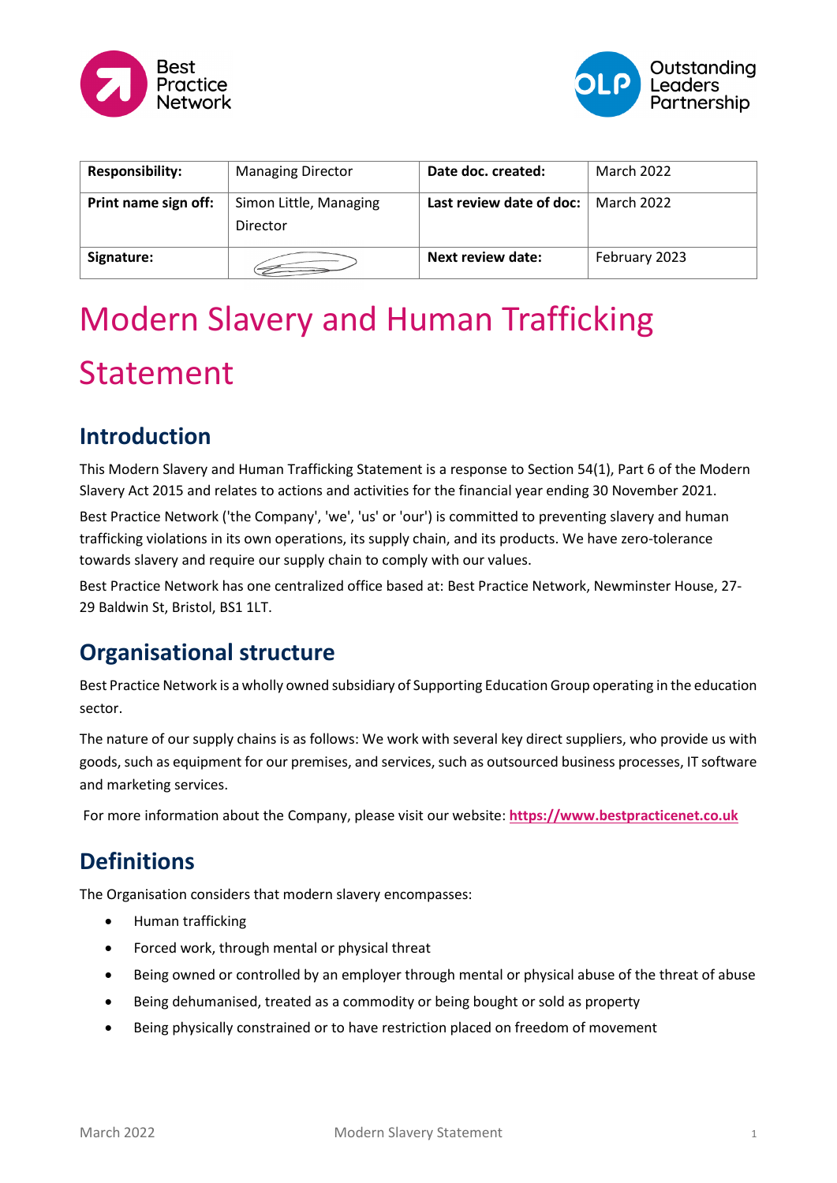| **Responsibility:** | Managing Director | **Date doc. created:** | March 2022 |
|---|---|---|---|
| **Print name sign off:** | Simon Little, Managing Director | **Last review date of doc:** | March 2022 |
| **Signature:** | | **Next review date:** | February 2023 |

# Modern Slavery and Human Trafficking Statement

## Introduction

This Modern Slavery and Human Trafficking Statement is a response to Section 54(1), Part 6 of the Modern Slavery Act 2015 and relates to actions and activities for the financial year ending 30 November 2021.

Best Practice Network ('the Company', 'we', 'us' or 'our') is committed to preventing slavery and human trafficking violations in its own operations, its supply chain, and its products. We have zero-tolerance towards slavery and require our supply chain to comply with our values.

Best Practice Network has one centralized office based at: Best Practice Network, Newminster House, 27-29 Baldwin St, Bristol, BS1 1LT.

## Organisational structure

Best Practice Network is a wholly owned subsidiary of Supporting Education Group operating in the education sector.

The nature of our supply chains is as follows: We work with several key direct suppliers, who provide us with goods, such as equipment for our premises, and services, such as outsourced business processes, IT software and marketing services.

For more information about the Company, please visit our website: **https://www.bestpracticenet.co.uk**

## Definitions

The Organisation considers that modern slavery encompasses:

- Human trafficking
- Forced work, through mental or physical threat
- Being owned or controlled by an employer through mental or physical abuse of the threat of abuse
- Being dehumanised, treated as a commodity or being bought or sold as property
- Being physically constrained or to have restriction placed on freedom of movement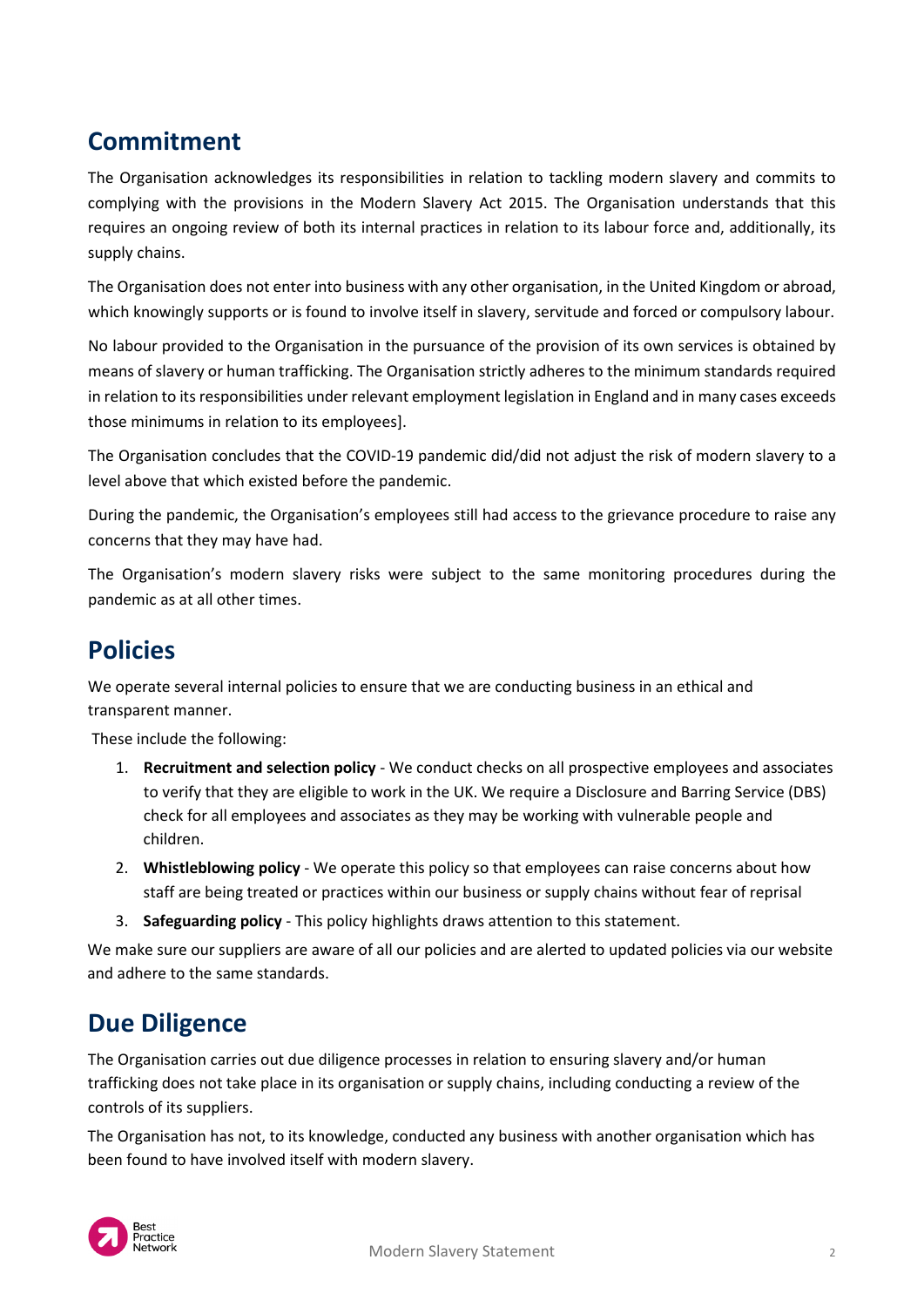## Commitment

The Organisation acknowledges its responsibilities in relation to tackling modern slavery and commits to complying with the provisions in the Modern Slavery Act 2015. The Organisation understands that this requires an ongoing review of both its internal practices in relation to its labour force and, additionally, its supply chains.

The Organisation does not enter into business with any other organisation, in the United Kingdom or abroad, which knowingly supports or is found to involve itself in slavery, servitude and forced or compulsory labour.

No labour provided to the Organisation in the pursuance of the provision of its own services is obtained by means of slavery or human trafficking. The Organisation strictly adheres to the minimum standards required in relation to its responsibilities under relevant employment legislation in England and in many cases exceeds those minimums in relation to its employees].

The Organisation concludes that the COVID-19 pandemic did/did not adjust the risk of modern slavery to a level above that which existed before the pandemic.

During the pandemic, the Organisation's employees still had access to the grievance procedure to raise any concerns that they may have had.

The Organisation's modern slavery risks were subject to the same monitoring procedures during the pandemic as at all other times.

## Policies

We operate several internal policies to ensure that we are conducting business in an ethical and transparent manner.

These include the following:

1. **Recruitment and selection policy** - We conduct checks on all prospective employees and associates to verify that they are eligible to work in the UK. We require a Disclosure and Barring Service (DBS) check for all employees and associates as they may be working with vulnerable people and children.
2. **Whistleblowing policy** - We operate this policy so that employees can raise concerns about how staff are being treated or practices within our business or supply chains without fear of reprisal
3. **Safeguarding policy** - This policy highlights draws attention to this statement.

We make sure our suppliers are aware of all our policies and are alerted to updated policies via our website and adhere to the same standards.

## Due Diligence

The Organisation carries out due diligence processes in relation to ensuring slavery and/or human trafficking does not take place in its organisation or supply chains, including conducting a review of the controls of its suppliers.

The Organisation has not, to its knowledge, conducted any business with another organisation which has been found to have involved itself with modern slavery.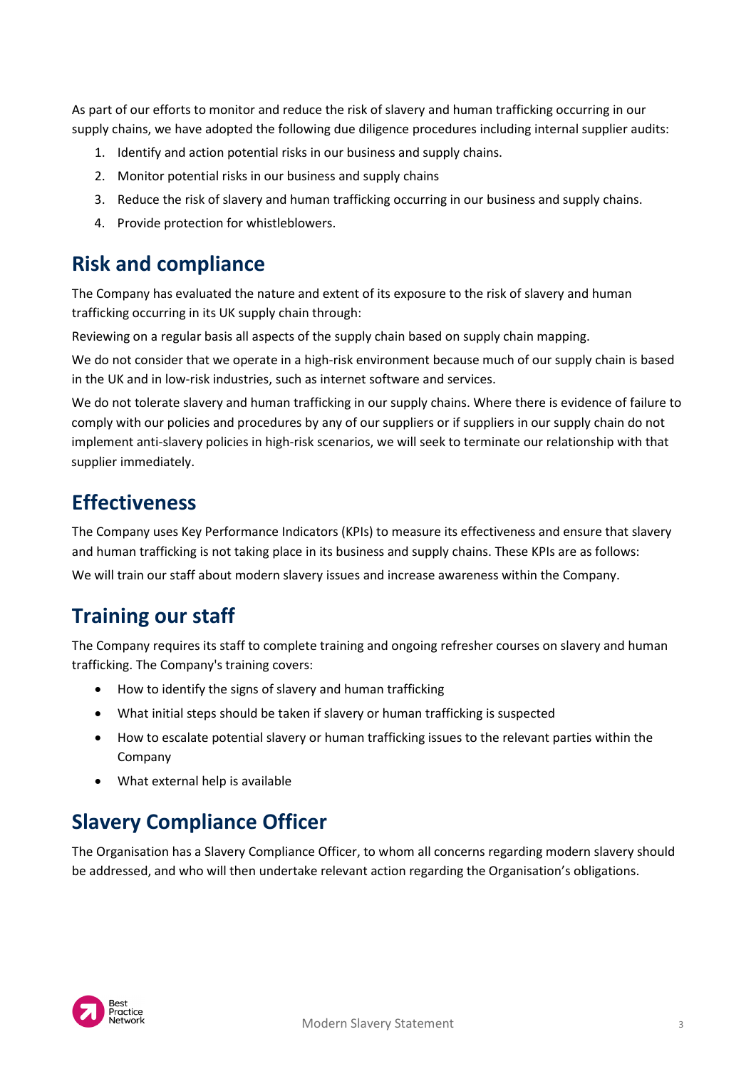As part of our efforts to monitor and reduce the risk of slavery and human trafficking occurring in our supply chains, we have adopted the following due diligence procedures including internal supplier audits:

1. Identify and action potential risks in our business and supply chains.
2. Monitor potential risks in our business and supply chains
3. Reduce the risk of slavery and human trafficking occurring in our business and supply chains.
4. Provide protection for whistleblowers.

## Risk and compliance

The Company has evaluated the nature and extent of its exposure to the risk of slavery and human trafficking occurring in its UK supply chain through:

Reviewing on a regular basis all aspects of the supply chain based on supply chain mapping.

We do not consider that we operate in a high-risk environment because much of our supply chain is based in the UK and in low-risk industries, such as internet software and services.

We do not tolerate slavery and human trafficking in our supply chains. Where there is evidence of failure to comply with our policies and procedures by any of our suppliers or if suppliers in our supply chain do not implement anti-slavery policies in high-risk scenarios, we will seek to terminate our relationship with that supplier immediately.

## Effectiveness

The Company uses Key Performance Indicators (KPIs) to measure its effectiveness and ensure that slavery and human trafficking is not taking place in its business and supply chains. These KPIs are as follows:

We will train our staff about modern slavery issues and increase awareness within the Company.

## Training our staff

The Company requires its staff to complete training and ongoing refresher courses on slavery and human trafficking. The Company's training covers:

- How to identify the signs of slavery and human trafficking
- What initial steps should be taken if slavery or human trafficking is suspected
- How to escalate potential slavery or human trafficking issues to the relevant parties within the Company
- What external help is available

## Slavery Compliance Officer

The Organisation has a Slavery Compliance Officer, to whom all concerns regarding modern slavery should be addressed, and who will then undertake relevant action regarding the Organisation's obligations.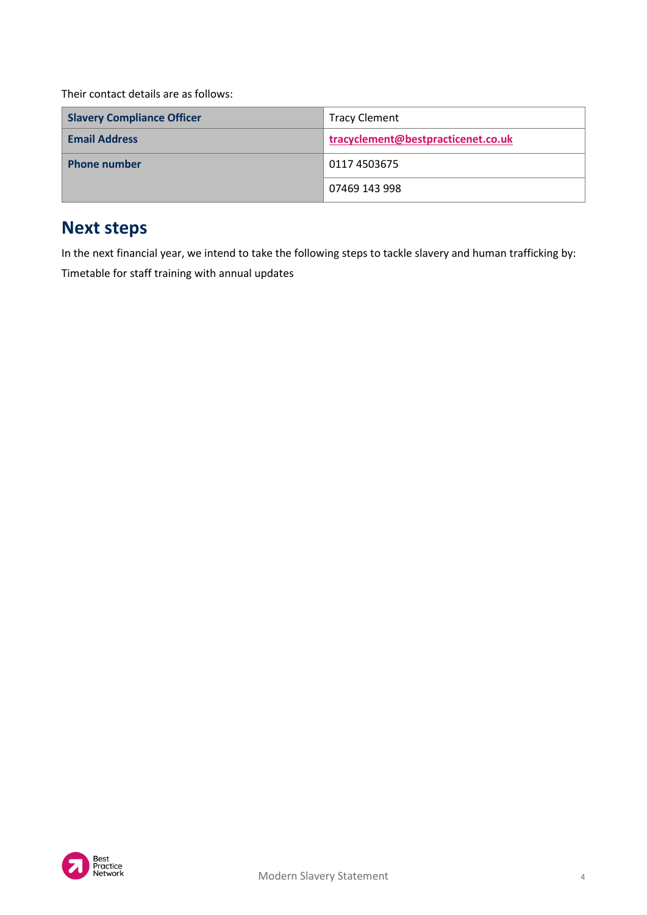Their contact details are as follows:

| | |
|---|---|
| **Slavery Compliance Officer** | Tracy Clement |
| **Email Address** | **tracyclement@bestpracticenet.co.uk** |
| **Phone number** | 0117 4503675 |
| | 07469 143 998 |

## Next steps

In the next financial year, we intend to take the following steps to tackle slavery and human trafficking by:

Timetable for staff training with annual updates